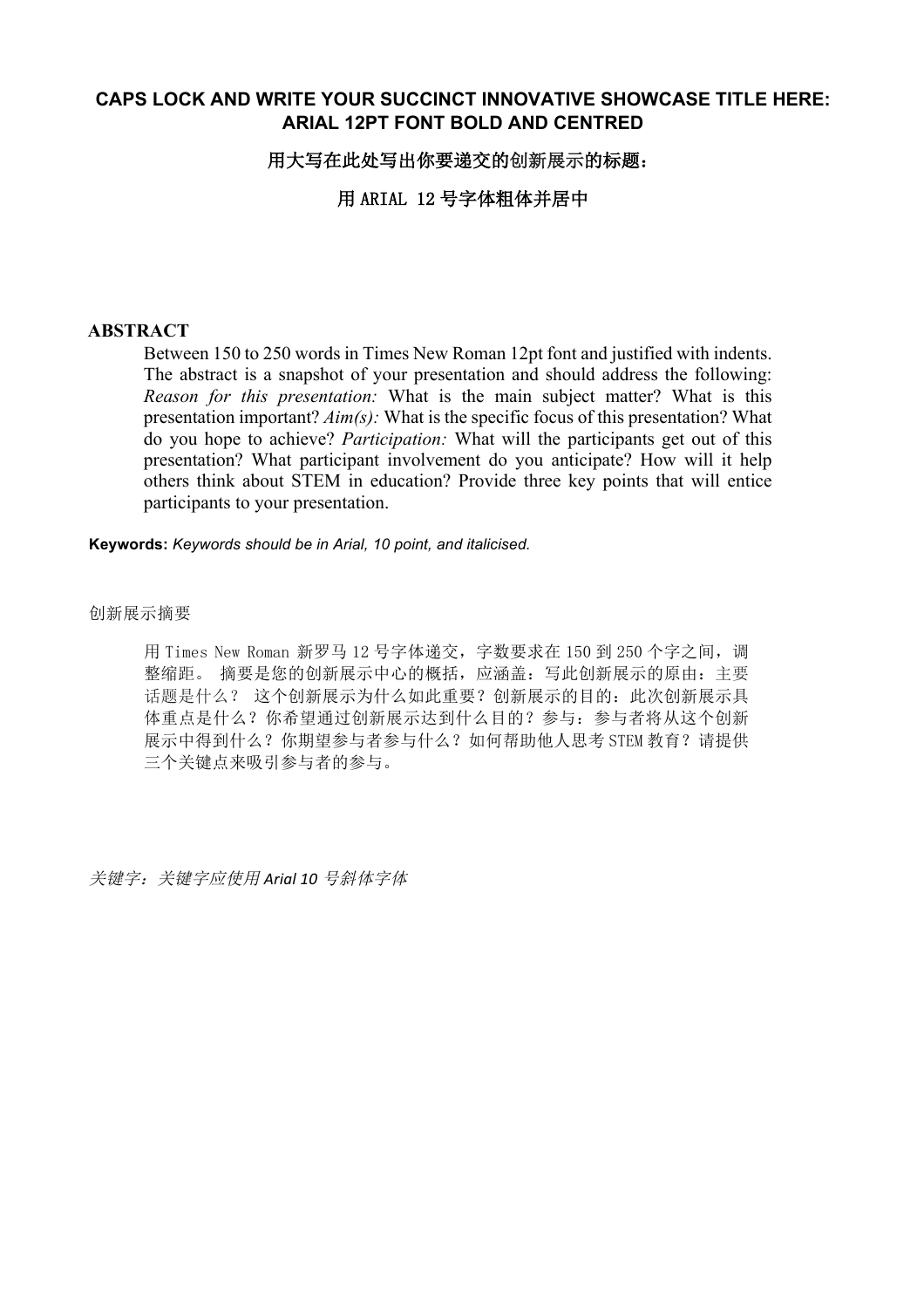**CAPS LOCK AND WRITE YOUR SUCCINCT INNOVATIVE SHOWCASE TITLE HERE: ARIAL 12PT FONT BOLD AND CENTRED**

**用大写在此处写出你要递交的创新展示的标题：**

**用 ARIAL 12 号字体粗体并居中**

## ABSTRACT

Between 150 to 250 words in Times New Roman 12pt font and justified with indents. The abstract is a snapshot of your presentation and should address the following: *Reason for this presentation:* What is the main subject matter? What is this presentation important? *Aim(s):* What is the specific focus of this presentation? What do you hope to achieve? *Participation:* What will the participants get out of this presentation? What participant involvement do you anticipate? How will it help others think about STEM in education? Provide three key points that will entice participants to your presentation.

**Keywords:** *Keywords should be in Arial, 10 point, and italicised.*

创新展示摘要

用 Times New Roman 新罗马 12 号字体递交，字数要求在 150 到 250 个字之间，调整缩距。 摘要是您的创新展示中心的概括，应涵盖：写此创新展示的原由：主要话题是什么？ 这个创新展示为什么如此重要？创新展示的目的：此次创新展示具体重点是什么？你希望通过创新展示达到什么目的？参与：参与者将从这个创新展示中得到什么？你期望参与者参与什么？如何帮助他人思考 STEM 教育？请提供三个关键点来吸引参与者的参与。

*关键字：关键字应使用 Arial 10 号斜体字体*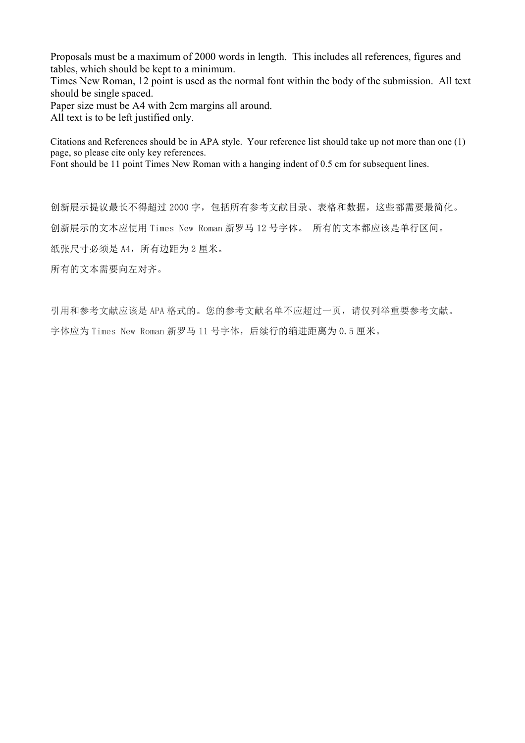Proposals must be a maximum of 2000 words in length.  This includes all references, figures and tables, which should be kept to a minimum.
Times New Roman, 12 point is used as the normal font within the body of the submission.  All text should be single spaced.
Paper size must be A4 with 2cm margins all around.
All text is to be left justified only.

Citations and References should be in APA style.  Your reference list should take up not more than one (1) page, so please cite only key references.
Font should be 11 point Times New Roman with a hanging indent of 0.5 cm for subsequent lines.

创新展示提议最长不得超过 2000 字，包括所有参考文献目录、表格和数据，这些都需要最简化。

创新展示的文本应使用 Times New Roman 新罗马 12 号字体。 所有的文本都应该是单行区间。

纸张尺寸必须是 A4，所有边距为 2 厘米。

所有的文本需要向左对齐。

引用和参考文献应该是 APA 格式的。您的参考文献名单不应超过一页，请仅列举重要参考文献。

字体应为 Times New Roman 新罗马 11 号字体，后续行的缩进距离为 0.5 厘米。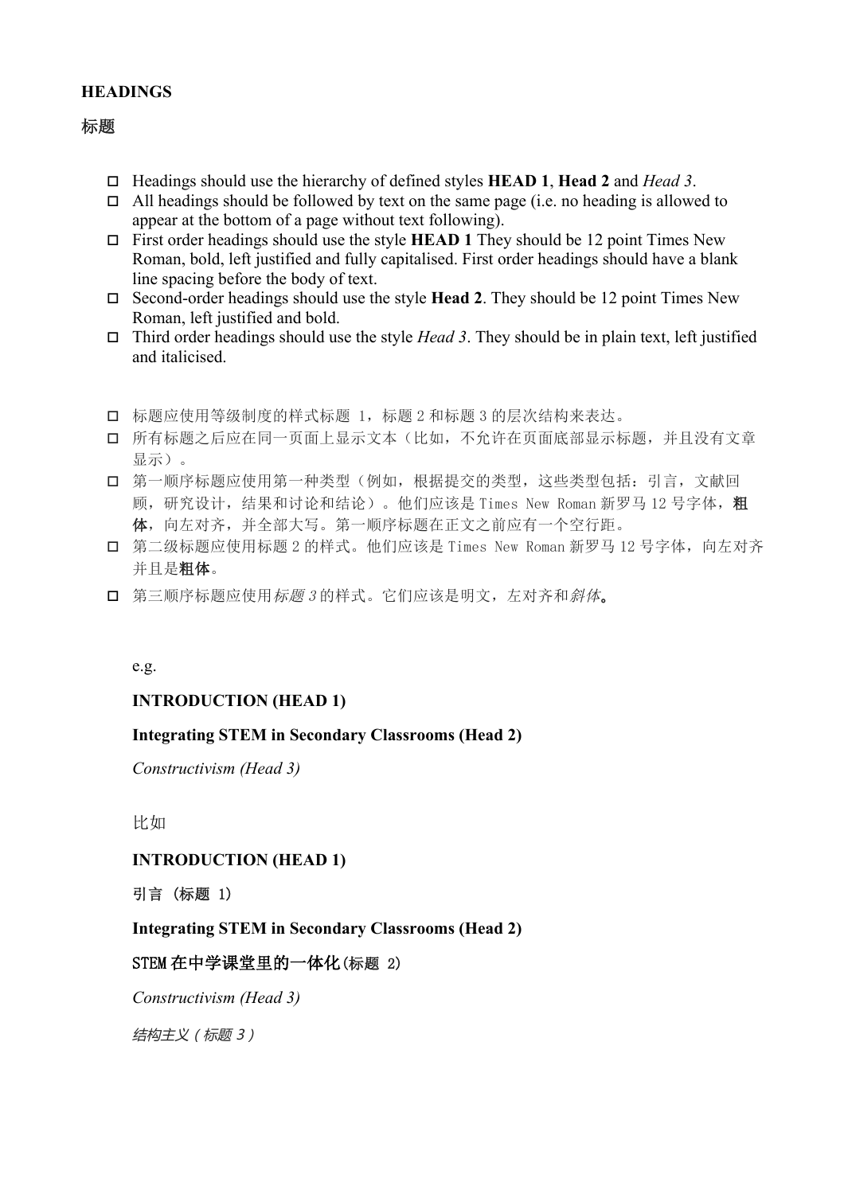**HEADINGS**

标题

- Headings should use the hierarchy of defined styles **HEAD 1**, **Head 2** and *Head 3*.
- All headings should be followed by text on the same page (i.e. no heading is allowed to appear at the bottom of a page without text following).
- First order headings should use the style **HEAD 1** They should be 12 point Times New Roman, bold, left justified and fully capitalised. First order headings should have a blank line spacing before the body of text.
- Second-order headings should use the style **Head 2**. They should be 12 point Times New Roman, left justified and bold.
- Third order headings should use the style *Head 3*. They should be in plain text, left justified and italicised.

- 标题应使用等级制度的样式标题 1，标题 2 和标题 3 的层次结构来表达。
- 所有标题之后应在同一页面上显示文本（比如，不允许在页面底部显示标题，并且没有文章显示）。
- 第一顺序标题应使用第一种类型（例如，根据提交的类型，这些类型包括：引言，文献回顾，研究设计，结果和讨论和结论）。他们应该是 Times New Roman 新罗马 12 号字体，**粗体**，向左对齐，并全部大写。第一顺序标题在正文之前应有一个空行距。
- 第二级标题应使用标题 2 的样式。他们应该是 Times New Roman 新罗马 12 号字体，向左对齐并且是**粗体**。
- 第三顺序标题应使用*标题 3* 的样式。它们应该是明文，左对齐和*斜体*。

e.g.

**INTRODUCTION (HEAD 1)**

**Integrating STEM in Secondary Classrooms (Head 2)**

*Constructivism (Head 3)*

比如

**INTRODUCTION (HEAD 1)**

**引言 (标题 1)**

**Integrating STEM in Secondary Classrooms (Head 2)**

**STEM 在中学课堂里的一体化(标题 2)**

*Constructivism (Head 3)*

*结构主义（标题 3）*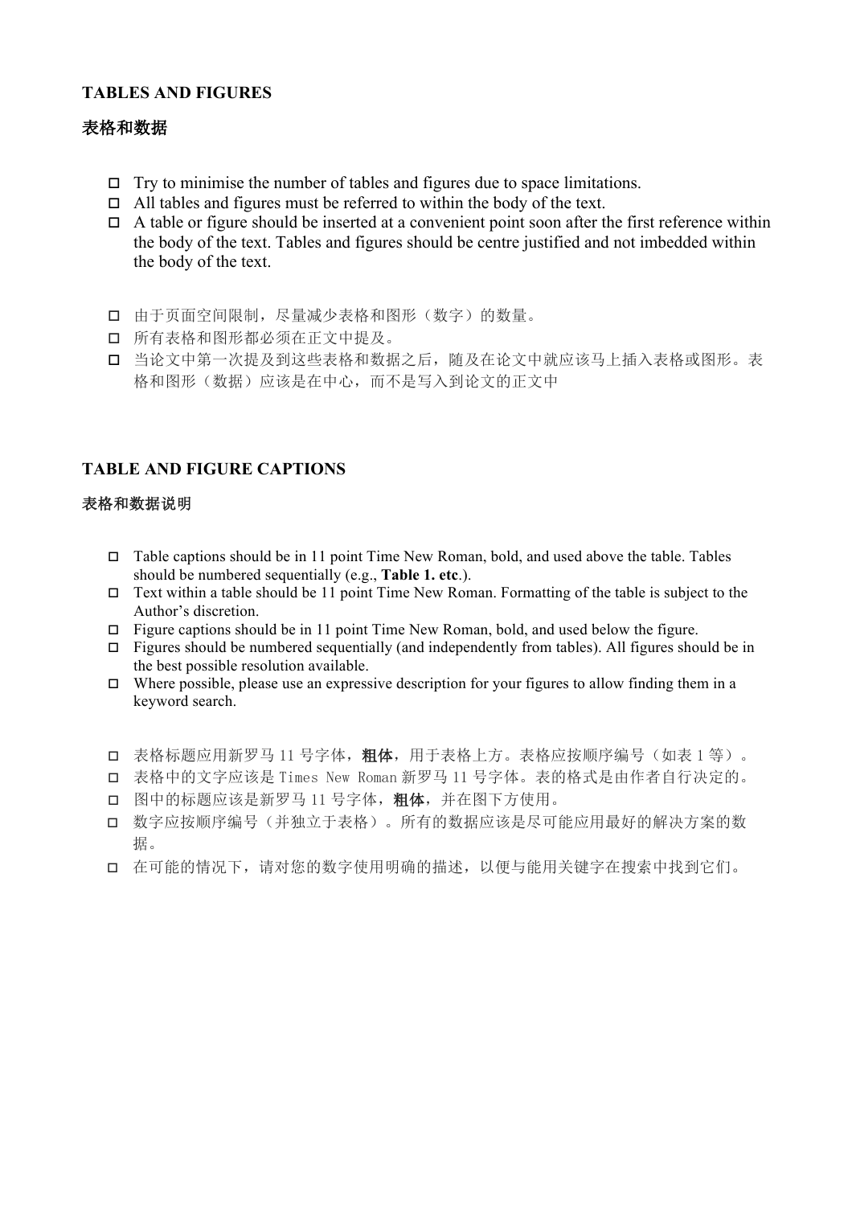## TABLES AND FIGURES

## 表格和数据

- Try to minimise the number of tables and figures due to space limitations.
- All tables and figures must be referred to within the body of the text.
- A table or figure should be inserted at a convenient point soon after the first reference within the body of the text. Tables and figures should be centre justified and not imbedded within the body of the text.

- 由于页面空间限制，尽量减少表格和图形（数字）的数量。
- 所有表格和图形都必须在正文中提及。
- 当论文中第一次提及到这些表格和数据之后，随及在论文中就应该马上插入表格或图形。表格和图形（数据）应该是在中心，而不是写入到论文的正文中

## TABLE AND FIGURE CAPTIONS

### 表格和数据说明

- Table captions should be in 11 point Time New Roman, bold, and used above the table. Tables should be numbered sequentially (e.g., **Table 1. etc**.).
- Text within a table should be 11 point Time New Roman. Formatting of the table is subject to the Author's discretion.
- Figure captions should be in 11 point Time New Roman, bold, and used below the figure.
- Figures should be numbered sequentially (and independently from tables). All figures should be in the best possible resolution available.
- Where possible, please use an expressive description for your figures to allow finding them in a keyword search.

- 表格标题应用新罗马 11 号字体，**粗体**，用于表格上方。表格应按顺序编号（如表 1 等）。
- 表格中的文字应该是 Times New Roman 新罗马 11 号字体。表的格式是由作者自行决定的。
- 图中的标题应该是新罗马 11 号字体，**粗体**，并在图下方使用。
- 数字应按顺序编号（并独立于表格）。所有的数据应该是尽可能应用最好的解决方案的数据。
- 在可能的情况下，请对您的数字使用明确的描述，以便与能用关键字在搜索中找到它们。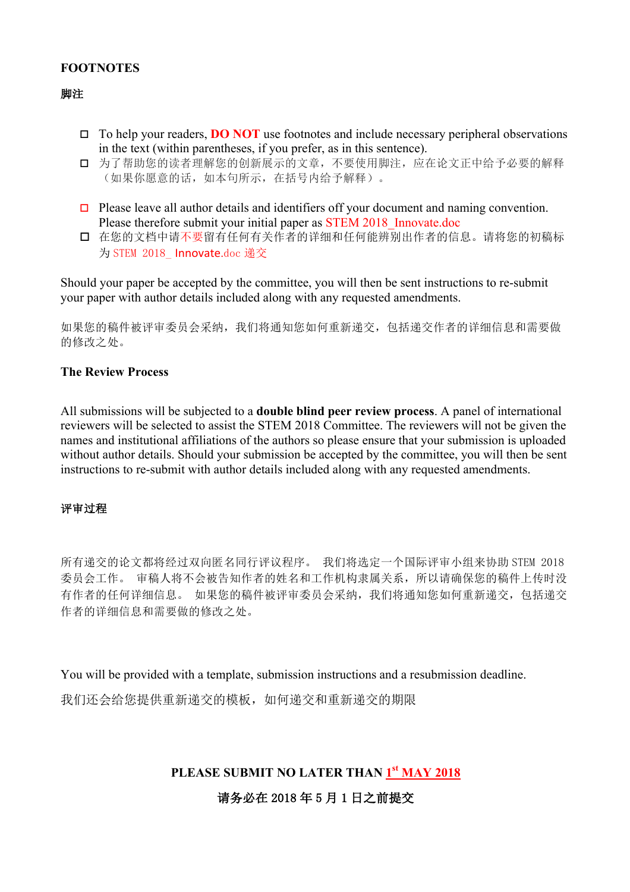**FOOTNOTES**

**脚注**

- ☐ To help your readers, **DO NOT** use footnotes and include necessary peripheral observations in the text (within parentheses, if you prefer, as in this sentence).
- ☐ 为了帮助您的读者理解您的创新展示的文章，不要使用脚注，应在论文正中给予必要的解释（如果你愿意的话，如本句所示，在括号内给予解释）。

- ☐ Please leave all author details and identifiers off your document and naming convention. Please therefore submit your initial paper as STEM 2018_Innovate.doc
- ☐ 在您的文档中请不要留有任何有关作者的详细和任何能辨别出作者的信息。请将您的初稿标为 STEM 2018_ Innovate.doc 递交

Should your paper be accepted by the committee, you will then be sent instructions to re-submit your paper with author details included along with any requested amendments.

如果您的稿件被评审委员会采纳，我们将通知您如何重新递交，包括递交作者的详细信息和需要做的修改之处。

**The Review Process**

All submissions will be subjected to a **double blind peer review process**. A panel of international reviewers will be selected to assist the STEM 2018 Committee. The reviewers will not be given the names and institutional affiliations of the authors so please ensure that your submission is uploaded without author details. Should your submission be accepted by the committee, you will then be sent instructions to re-submit with author details included along with any requested amendments.

**评审过程**

所有递交的论文都将经过双向匿名同行评议程序。 我们将选定一个国际评审小组来协助 STEM 2018 委员会工作。 审稿人将不会被告知作者的姓名和工作机构隶属关系，所以请确保您的稿件上传时没有作者的任何详细信息。 如果您的稿件被评审委员会采纳，我们将通知您如何重新递交，包括递交作者的详细信息和需要做的修改之处。

You will be provided with a template, submission instructions and a resubmission deadline.

我们还会给您提供重新递交的模板，如何递交和重新递交的期限

**PLEASE SUBMIT NO LATER THAN 1st MAY 2018**

**请务必在 2018 年 5 月 1 日之前提交**